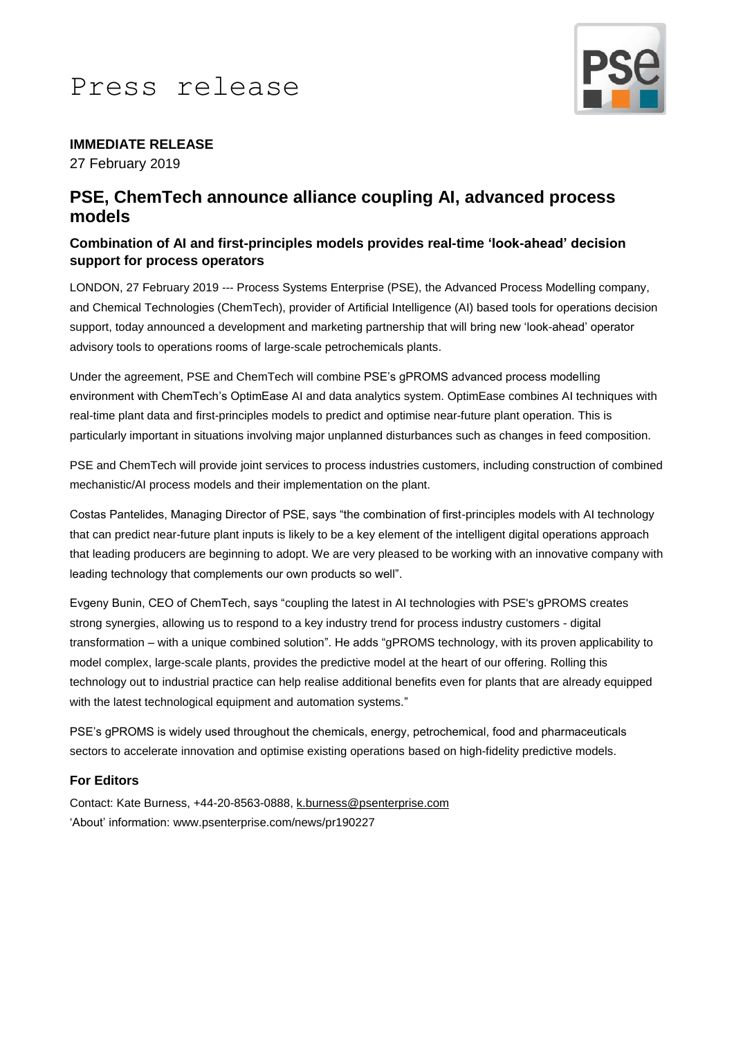# Press release

**IMMEDIATE RELEASE**

27 February 2019

## PSE, ChemTech announce alliance coupling AI, advanced process models

### Combination of AI and first-principles models provides real-time 'look-ahead' decision support for process operators

LONDON, 27 February 2019 --- Process Systems Enterprise (PSE), the Advanced Process Modelling company, and Chemical Technologies (ChemTech), provider of Artificial Intelligence (AI) based tools for operations decision support, today announced a development and marketing partnership that will bring new 'look-ahead' operator advisory tools to operations rooms of large-scale petrochemicals plants.

Under the agreement, PSE and ChemTech will combine PSE's gPROMS advanced process modelling environment with ChemTech's OptimEase AI and data analytics system. OptimEase combines AI techniques with real-time plant data and first-principles models to predict and optimise near-future plant operation. This is particularly important in situations involving major unplanned disturbances such as changes in feed composition.

PSE and ChemTech will provide joint services to process industries customers, including construction of combined mechanistic/AI process models and their implementation on the plant.

Costas Pantelides, Managing Director of PSE, says "the combination of first-principles models with AI technology that can predict near-future plant inputs is likely to be a key element of the intelligent digital operations approach that leading producers are beginning to adopt. We are very pleased to be working with an innovative company with leading technology that complements our own products so well".

Evgeny Bunin, CEO of ChemTech, says "coupling the latest in AI technologies with PSE's gPROMS creates strong synergies, allowing us to respond to a key industry trend for process industry customers - digital transformation – with a unique combined solution". He adds "gPROMS technology, with its proven applicability to model complex, large-scale plants, provides the predictive model at the heart of our offering. Rolling this technology out to industrial practice can help realise additional benefits even for plants that are already equipped with the latest technological equipment and automation systems."

PSE's gPROMS is widely used throughout the chemicals, energy, petrochemical, food and pharmaceuticals sectors to accelerate innovation and optimise existing operations based on high-fidelity predictive models.

### For Editors

Contact: Kate Burness, +44-20-8563-0888, k.burness@psenterprise.com

'About' information: www.psenterprise.com/news/pr190227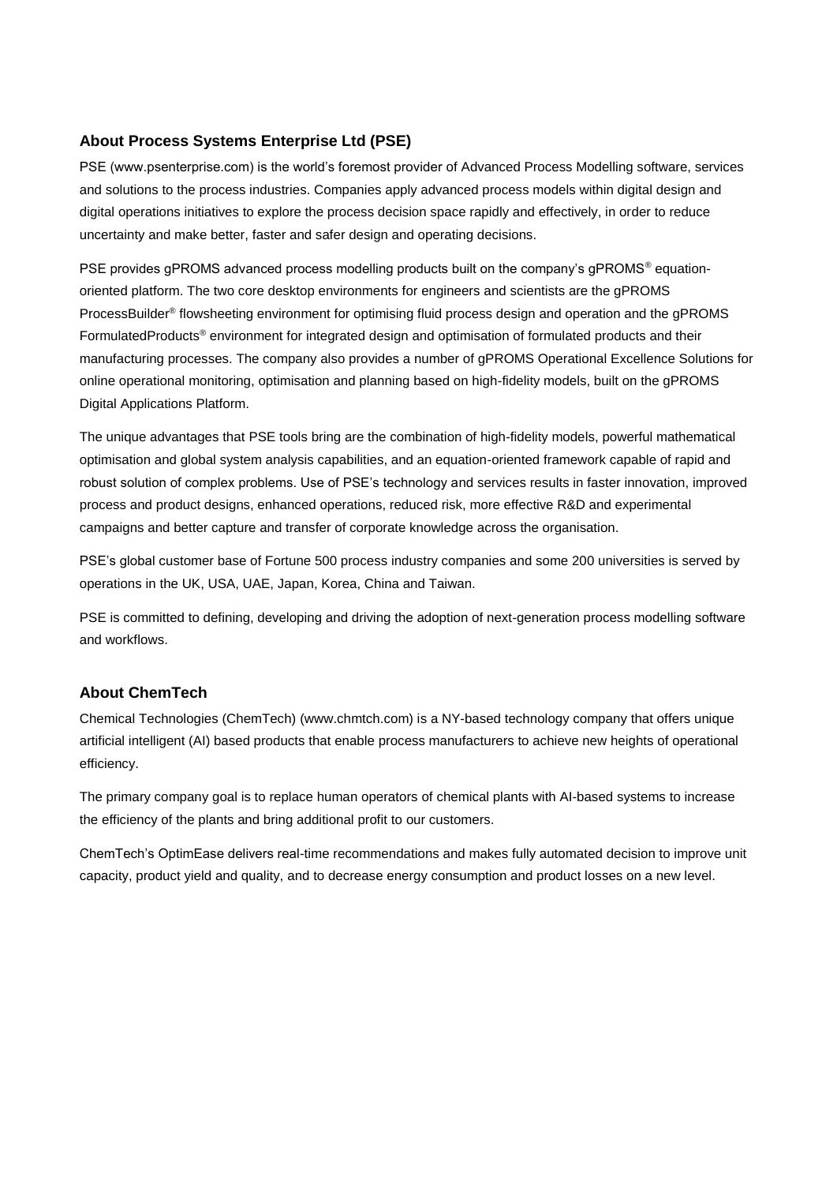## About Process Systems Enterprise Ltd (PSE)

PSE (www.psenterprise.com) is the world's foremost provider of Advanced Process Modelling software, services and solutions to the process industries. Companies apply advanced process models within digital design and digital operations initiatives to explore the process decision space rapidly and effectively, in order to reduce uncertainty and make better, faster and safer design and operating decisions.

PSE provides gPROMS advanced process modelling products built on the company's gPROMS® equation-oriented platform. The two core desktop environments for engineers and scientists are the gPROMS ProcessBuilder® flowsheeting environment for optimising fluid process design and operation and the gPROMS FormulatedProducts® environment for integrated design and optimisation of formulated products and their manufacturing processes. The company also provides a number of gPROMS Operational Excellence Solutions for online operational monitoring, optimisation and planning based on high-fidelity models, built on the gPROMS Digital Applications Platform.

The unique advantages that PSE tools bring are the combination of high-fidelity models, powerful mathematical optimisation and global system analysis capabilities, and an equation-oriented framework capable of rapid and robust solution of complex problems. Use of PSE's technology and services results in faster innovation, improved process and product designs, enhanced operations, reduced risk, more effective R&D and experimental campaigns and better capture and transfer of corporate knowledge across the organisation.

PSE's global customer base of Fortune 500 process industry companies and some 200 universities is served by operations in the UK, USA, UAE, Japan, Korea, China and Taiwan.

PSE is committed to defining, developing and driving the adoption of next-generation process modelling software and workflows.

## About ChemTech

Chemical Technologies (ChemTech) (www.chmtch.com) is a NY-based technology company that offers unique artificial intelligent (AI) based products that enable process manufacturers to achieve new heights of operational efficiency.

The primary company goal is to replace human operators of chemical plants with AI-based systems to increase the efficiency of the plants and bring additional profit to our customers.

ChemTech's OptimEase delivers real-time recommendations and makes fully automated decision to improve unit capacity, product yield and quality, and to decrease energy consumption and product losses on a new level.